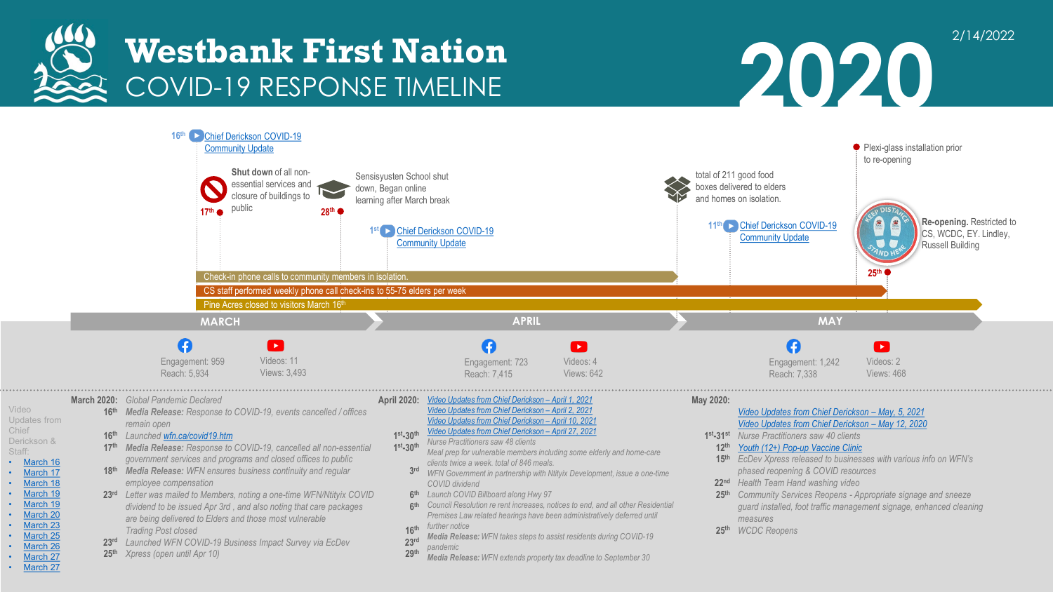# Westbank First Nation COVID-19 RESPONSE TIMELINE

# 2020

2/14/2022

## Timeline

- **16th** – Chief Derickson COVID-19 Community Update
- **17th** – **Shut down** of all non-essential services and closure of buildings to public
- **28th** – Sensisyusten School shut down, Began online learning after March break
- **1st** – Chief Derickson COVID-19 Community Update
- total of 211 good food boxes delivered to elders and homes on isolation.
- **11th** – Chief Derickson COVID-19 Community Update
- Plexi-glass installation prior to re-opening
- **25th** – **Re-opening.** Restricted to CS, WCDC, EY. Lindley, Russell Building

Ongoing:

- Check-in phone calls to community members in isolation.
- CS staff performed weekly phone call check-ins to 55-75 elders per week
- Pine Acres closed to visitors March 16th

| | MARCH | APRIL | MAY |
|---|---|---|---|
| Facebook | Engagement: 959<br>Reach: 5,934 | Engagement: 723<br>Reach: 7,415 | Engagement: 1,242<br>Reach: 7,338 |
| YouTube | Videos: 11<br>Views: 3,493 | Videos: 4<br>Views: 642 | Videos: 2<br>Views: 468 |

Video Updates from Chief Derickson & Staff:

- March 16
- March 17
- March 18
- March 19
- March 19
- March 20
- March 23
- March 25
- March 26
- March 27
- March 27

**March 2020:** *Global Pandemic Declared*

- **16th** *Media Release: Response to COVID-19, events cancelled / offices remain open*
- **16th** *Launched wfn.ca/covid19.htm*
- **17th** *Media Release: Response to COVID-19, cancelled all non-essential government services and programs and closed offices to public*
- **18th** *Media Release: WFN ensures business continuity and regular employee compensation*
- **23rd** *Letter was mailed to Members, noting a one-time WFN/Ntityix COVID dividend to be issued Apr 3rd , and also noting that care packages are being delivered to Elders and those most vulnerable*
- *Trading Post closed*
- **23rd** *Launched WFN COVID-19 Business Impact Survey via EcDev*
- **25th** *Xpress (open until Apr 10)*

**April 2020:**

- *Video Updates from Chief Derickson – April 1, 2021*
- *Video Updates from Chief Derickson – April 2, 2021*
- *Video Updates from Chief Derickson – April 10, 2021*
- *Video Updates from Chief Derickson – April 27, 2021*
- **1st-30th** *Nurse Practitioners saw 48 clients*
- **1st-30th** *Meal prep for vulnerable members including some elderly and home-care clients twice a week. total of 846 meals.*
- **3rd** *WFN Government in partnership with Ntityix Development, issue a one-time COVID dividend*
- **6th** *Launch COVID Billboard along Hwy 97*
- **6th** *Council Resolution re rent increases, notices to end, and all other Residential Premises Law related hearings have been administratively deferred until further notice*
- **16th** *Media Release: WFN takes steps to assist residents during COVID-19 pandemic*
- **23rd**
- **29th** *Media Release: WFN extends property tax deadline to September 30*

**May 2020:**

- *Video Updates from Chief Derickson – May, 5, 2021*
- *Video Updates from Chief Derickson – May 12, 2020*
- **1st-31st** *Nurse Practitioners saw 40 clients*
- **12th** *Youth (12+) Pop-up Vaccine Clinic*
- **15th** *EcDev Xpress released to businesses with various info on WFN's phased reopening & COVID resources*
- **22nd** *Health Team Hand washing video*
- **25th** *Community Services Reopens - Appropriate signage and sneeze guard installed, foot traffic management signage, enhanced cleaning measures*
- **25th** *WCDC Reopens*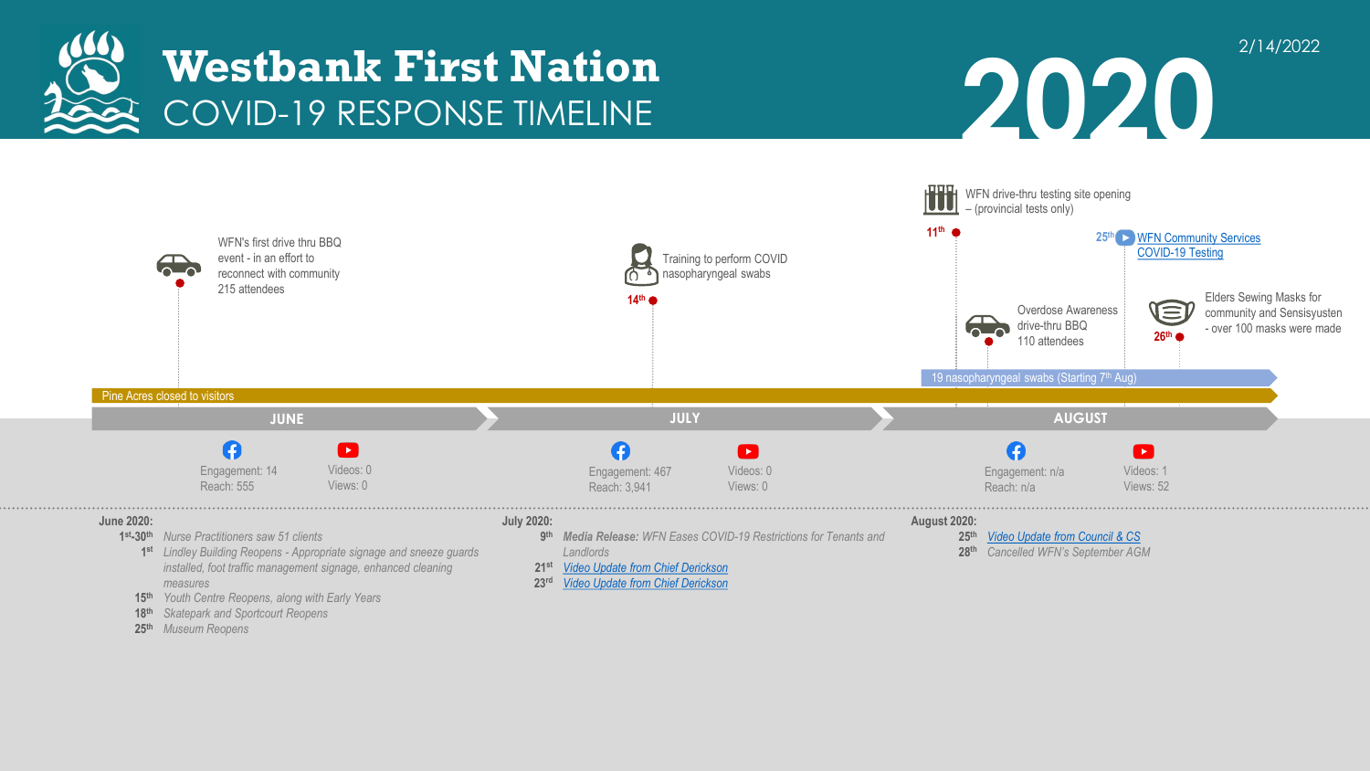# Westbank First Nation

## COVID-19 RESPONSE TIMELINE

# 2020

2/14/2022

### JUNE

- WFN's first drive thru BBQ event - in an effort to reconnect with community 215 attendees
- Pine Acres closed to visitors

Facebook — Engagement: 14, Reach: 555
YouTube — Videos: 0, Views: 0

### JULY

- 14th — Training to perform COVID nasopharyngeal swabs

Facebook — Engagement: 467, Reach: 3,941
YouTube — Videos: 0, Views: 0

### AUGUST

- 11th — WFN drive-thru testing site opening – (provincial tests only)
- Overdose Awareness drive-thru BBQ 110 attendees
- 25th — WFN Community Services COVID-19 Testing
- 26th — Elders Sewing Masks for community and Sensisyusten - over 100 masks were made
- 19 nasopharyngeal swabs (Starting 7th Aug)

Facebook — Engagement: n/a, Reach: n/a
YouTube — Videos: 1, Views: 52

---

**June 2020:**

- **1st-30th** *Nurse Practitioners saw 51 clients*
- **1st** *Lindley Building Reopens - Appropriate signage and sneeze guards installed, foot traffic management signage, enhanced cleaning measures*
- **15th** *Youth Centre Reopens, along with Early Years*
- **18th** *Skatepark and Sportcourt Reopens*
- **25th** *Museum Reopens*

**July 2020:**

- **9th** ***Media Release:** WFN Eases COVID-19 Restrictions for Tenants and Landlords*
- **21st** *Video Update from Chief Derickson*
- **23rd** *Video Update from Chief Derickson*

**August 2020:**

- **25th** *Video Update from Council & CS*
- **28th** *Cancelled WFN's September AGM*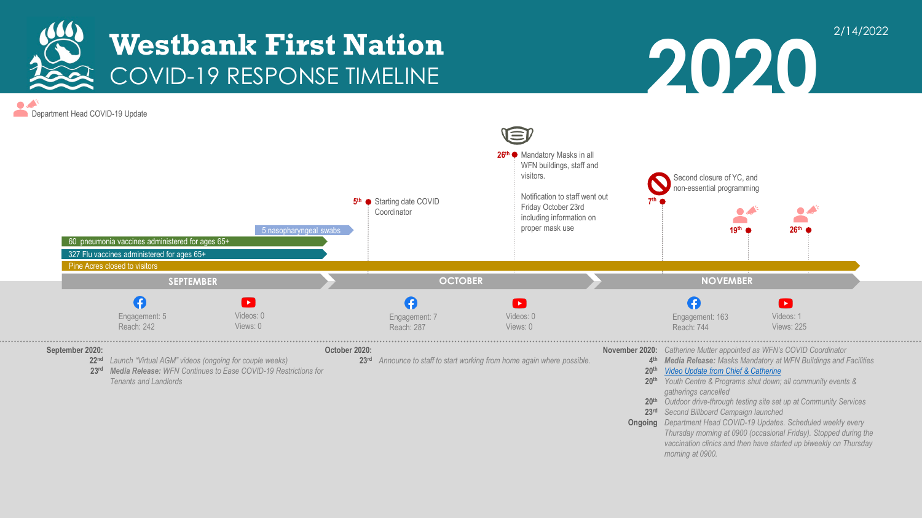# Westbank First Nation
## COVID-19 RESPONSE TIMELINE

# 2020

2/14/2022

Department Head COVID-19 Update

**5th** Starting date COVID Coordinator

**26th** Mandatory Masks in all WFN buildings, staff and visitors.

Notification to staff went out Friday October 23rd including information on proper mask use

**7th** Second closure of YC, and non-essential programming

**19th** Department Head COVID-19 Update

**26th** Department Head COVID-19 Update

5 nasopharyngeal swabs

60 pneumonia vaccines administered for ages 65+

327 Flu vaccines administered for ages 65+

Pine Acres closed to visitors

| | SEPTEMBER | OCTOBER | NOVEMBER |
|---|---|---|---|
| Facebook | Engagement: 5<br>Reach: 242 | Engagement: 7<br>Reach: 287 | Engagement: 163<br>Reach: 744 |
| YouTube | Videos: 0<br>Views: 0 | Videos: 0<br>Views: 0 | Videos: 1<br>Views: 225 |

**September 2020:**
- **22nd** *Launch "Virtual AGM" videos (ongoing for couple weeks)*
- **23rd** ***Media Release:*** *WFN Continues to Ease COVID-19 Restrictions for Tenants and Landlords*

**October 2020:**
- **23rd** *Announce to staff to start working from home again where possible.*

**November 2020:** *Catherine Mutter appointed as WFN's COVID Coordinator*
- **4th** ***Media Release:*** *Masks Mandatory at WFN Buildings and Facilities*
- **20th** *Video Update from Chief & Catherine*
- **20th** *Youth Centre & Programs shut down; all community events & gatherings cancelled*
- **20th** *Outdoor drive-through testing site set up at Community Services*
- **23rd** *Second Billboard Campaign launched*
- **Ongoing** *Department Head COVID-19 Updates. Scheduled weekly every Thursday morning at 0900 (occasional Friday). Stopped during the vaccination clinics and then have started up biweekly on Thursday morning at 0900.*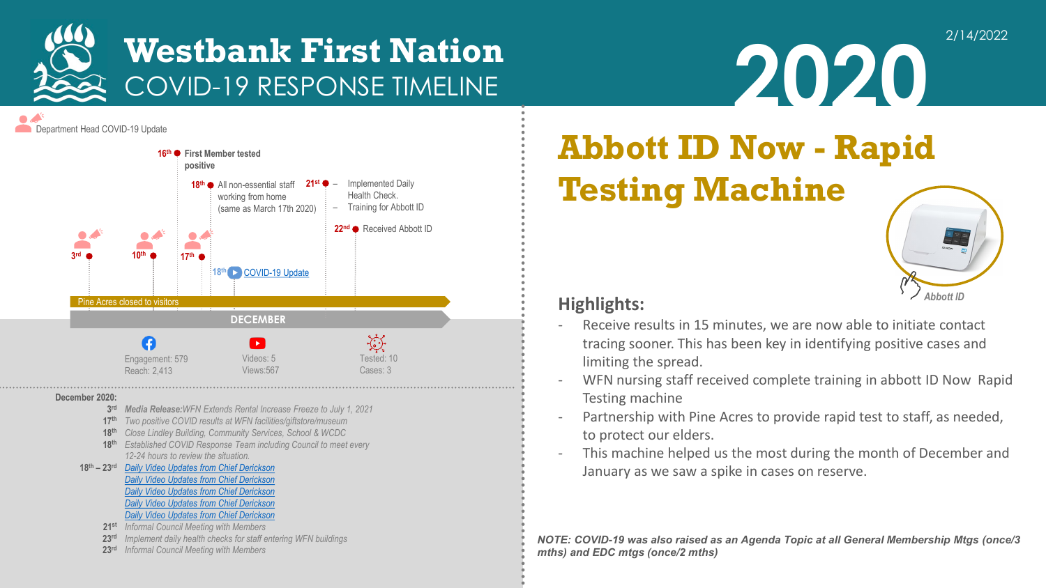# Westbank First Nation

## COVID-19 RESPONSE TIMELINE

# 2020

2/14/2022

Department Head COVID-19 Update

- 3rd
- 10th
- 16th — First Member tested positive
- 17th
- 18th — All non-essential staff working from home (same as March 17th 2020)
- 18th — COVID-19 Update
- 21st — Implemented Daily Health Check. – Training for Abbott ID
- 22nd — Received Abbott ID

Pine Acres closed to visitors

**DECEMBER**

Engagement: 579
Reach: 2,413

Videos: 5
Views:567

Tested: 10
Cases: 3

**December 2020:**

- 3rd — ***Media Release:** WFN Extends Rental Increase Freeze to July 1, 2021*
- 17th — *Two positive COVID results at WFN facilities/giftstore/museum*
- 18th — *Close Lindley Building, Community Services, School & WCDC*
- 18th — *Established COVID Response Team including Council to meet every 12-24 hours to review the situation.*
- 18th – 23rd — *Daily Video Updates from Chief Derickson*
  - *Daily Video Updates from Chief Derickson*
  - *Daily Video Updates from Chief Derickson*
  - *Daily Video Updates from Chief Derickson*
  - *Daily Video Updates from Chief Derickson*
- 21st — *Informal Council Meeting with Members*
- 23rd — *Implement daily health checks for staff entering WFN buildings*
- 23rd — *Informal Council Meeting with Members*

# Abbott ID Now - Rapid Testing Machine

*Abbott ID*

## Highlights:

- Receive results in 15 minutes, we are now able to initiate contact tracing sooner. This has been key in identifying positive cases and limiting the spread.
- WFN nursing staff received complete training in abbott ID Now Rapid Testing machine
- Partnership with Pine Acres to provide rapid test to staff, as needed, to protect our elders.
- This machine helped us the most during the month of December and January as we saw a spike in cases on reserve.

***NOTE: COVID-19 was also raised as an Agenda Topic at all General Membership Mtgs (once/3 mths) and EDC mtgs (once/2 mths)***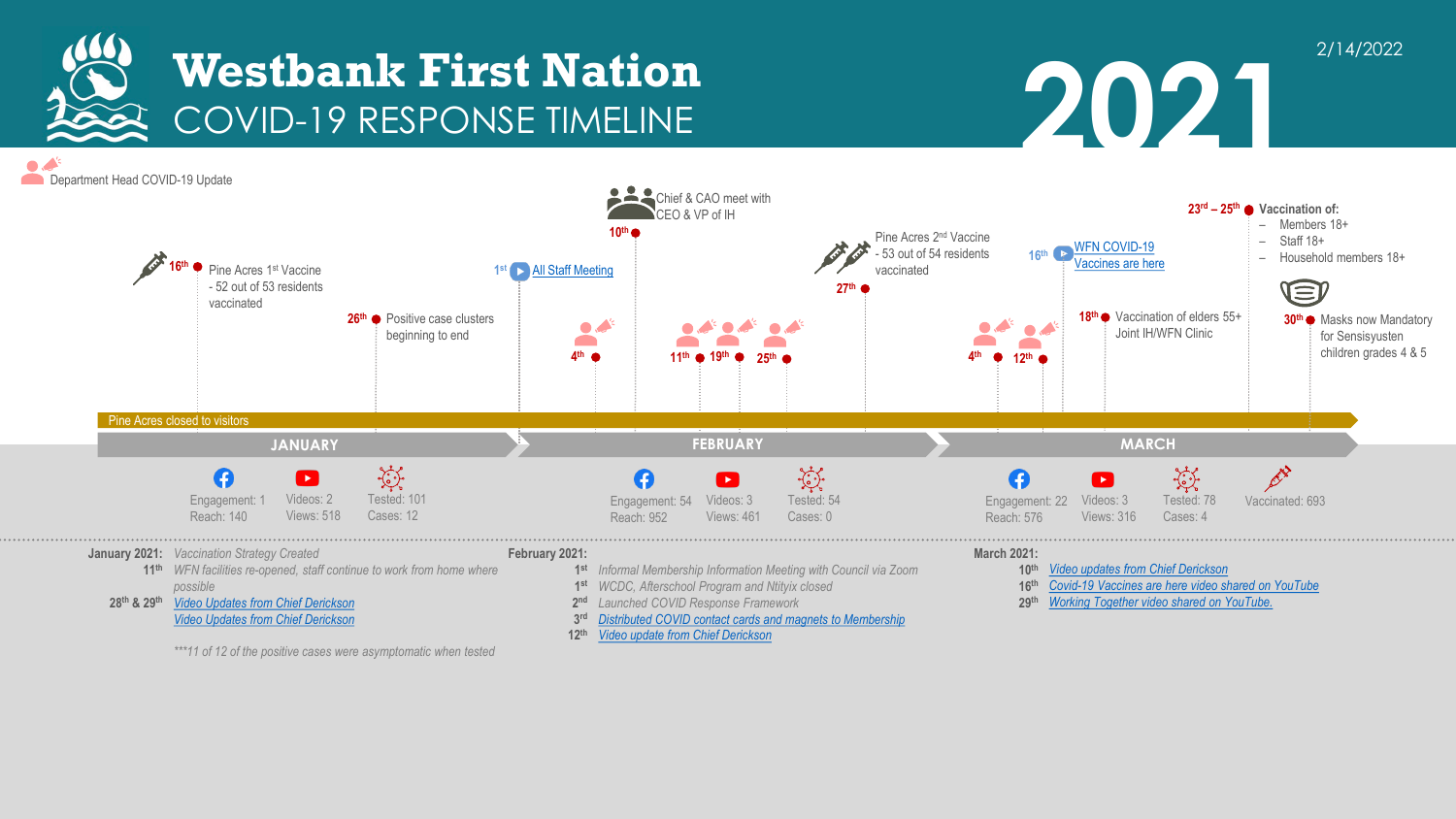# Westbank First Nation

## COVID-19 RESPONSE TIMELINE

# 2021

2/14/2022

Department Head COVID-19 Update

**JANUARY**

- **16th** Pine Acres 1st Vaccine - 52 out of 53 residents vaccinated
- **26th** Positive case clusters beginning to end

Pine Acres closed to visitors

Engagement: 1 Reach: 140 | Videos: 2 Views: 518 | Tested: 101 Cases: 12

**FEBRUARY**

- **1st** All Staff Meeting
- **4th** Department Head COVID-19 Update
- **10th** Chief & CAO meet with CEO & VP of IH
- **11th**, **19th**, **25th** Department Head COVID-19 Update
- **27th** Pine Acres 2nd Vaccine - 53 out of 54 residents vaccinated

Engagement: 54 Reach: 952 | Videos: 3 Views: 461 | Tested: 54 Cases: 0

**MARCH**

- **4th**, **12th** Department Head COVID-19 Update
- **16th** WFN COVID-19 Vaccines are here
- **18th** Vaccination of elders 55+ Joint IH/WFN Clinic
- **23rd – 25th** Vaccination of:
  - Members 18+
  - Staff 18+
  - Household members 18+
- **30th** Masks now Mandatory for Sensisyusten children grades 4 & 5

Engagement: 22 Reach: 576 | Videos: 3 Views: 316 | Tested: 78 Cases: 4 | Vaccinated: 693

**January 2021:** *Vaccination Strategy Created*

- **11th** *WFN facilities re-opened, staff continue to work from home where possible*
- **28th & 29th** *Video Updates from Chief Derickson*
  *Video Updates from Chief Derickson*

****11 of 12 of the positive cases were asymptomatic when tested*

**February 2021:**

- **1st** *Informal Membership Information Meeting with Council via Zoom*
- **1st** *WCDC, Afterschool Program and Ntityix closed*
- **2nd** *Launched COVID Response Framework*
- **3rd** *Distributed COVID contact cards and magnets to Membership*
- **12th** *Video update from Chief Derickson*

**March 2021:**

- **10th** *Video updates from Chief Derickson*
- **16th** *Covid-19 Vaccines are here video shared on YouTube*
- **29th** *Working Together video shared on YouTube.*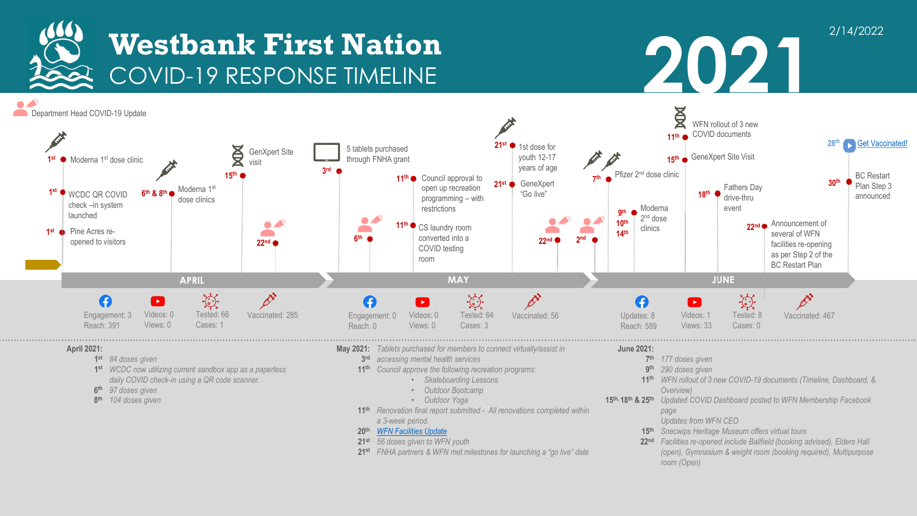# Westbank First Nation

## COVID-19 RESPONSE TIMELINE

# 2021

2/14/2022

Department Head COVID-19 Update

## APRIL

- 1st – Moderna 1st dose clinic
- 1st – WCDC QR COVID check –in system launched
- 1st – Pine Acres re-opened to visitors
- 6th & 8th – Moderna 1st dose clinics
- 15th – GenXpert Site visit
- 22nd – Department Head COVID-19 Update

Engagement: 3 Reach: 391 | Videos: 0 Views: 0 | Tested: 66 Cases: 1 | Vaccinated: 285

## MAY

- 3rd – 5 tablets purchased through FNHA grant
- 6th – Department Head COVID-19 Update
- 11th – Council approval to open up recreation programming – with restrictions
- 11th – CS laundry room converted into a COVID testing room
- 21st – 1st dose for youth 12-17 years of age
- 21st – GeneXpert "Go live"
- 22nd – Department Head COVID-19 Update

Engagement: 0 Reach: 0 | Videos: 0 Views: 0 | Tested: 64 Cases: 3 | Vaccinated: 56

## JUNE

- 2nd – Department Head COVID-19 Update
- 7th – Pfizer 2nd dose clinic
- 9th, 10th, 14th – Moderna 2nd dose clinics
- 11th – WFN rollout of 3 new COVID documents
- 15th – GeneXpert Site Visit
- 18th – Fathers Day drive-thru event
- 22nd – Announcement of several of WFN facilities re-opening as per Step 2 of the BC Restart Plan
- 28th – Get Vaccinated!
- 30th – BC Restart Plan Step 3 announced

Updates: 8 Reach: 589 | Videos: 1 Views: 33 | Tested: 8 Cases: 0 | Vaccinated: 467

---

**April 2021:**

- 1st *84 doses given*
- 1st *WCDC now utilizing current sandbox app as a paperless daily COVID check-in using a QR code scanner.*
- 6th *97 doses given*
- 8th *104 doses given*

**May 2021:**

- 3rd *Tablets purchased for members to connect virtually/assist in accessing mental health services*
- 11th *Council approve the following recreation programs:*
  - *Skateboarding Lessons*
  - *Outdoor Bootcamp*
  - *Outdoor Yoga*
- 11th *Renovation final report submitted - All renovations completed within a 3-week period.*
- 20th *WFN Facilities Update*
- 21st *56 doses given to WFN youth*
- 21st *FNHA partners & WFN met milestones for launching a "go live" date*

**June 2021:**

- 7th *177 doses given*
- 9th *290 doses given*
- 11th *WFN rollout of 3 new COVID-19 documents (Timeline, Dashboard, & Overview)*
- 15th, 18th & 25th *Updated COVID Dashboard posted to WFN Membership Facebook page*
  *Updates from WFN CEO*
- 15th *Snecwips Heritage Museum offers virtual tours*
- 22nd *Facilities re-opened include Ballfield (booking advised), Elders Hall (open), Gymnasium & weight room (booking required), Multipurpose room (Open)*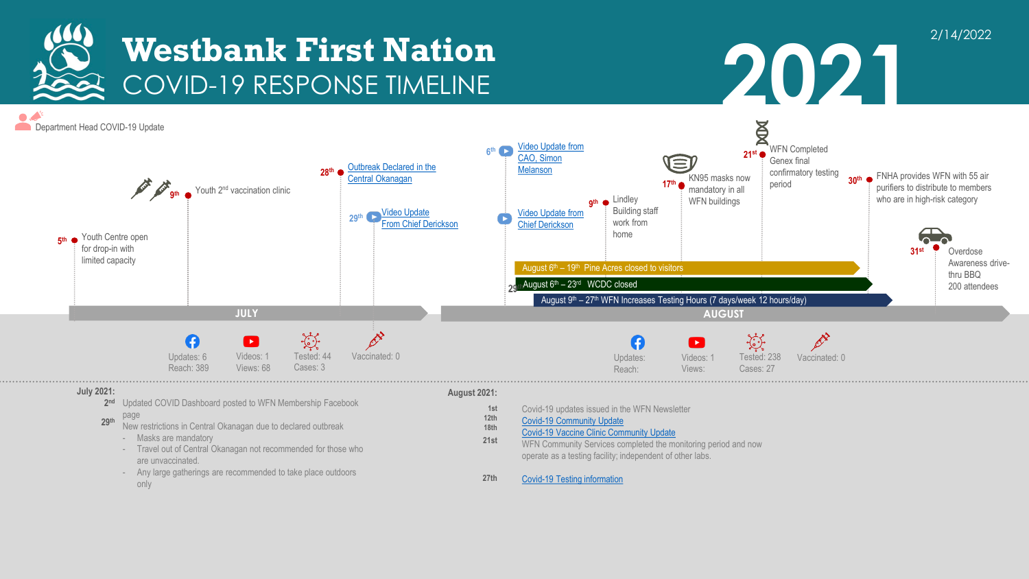# Westbank First Nation

## COVID-19 RESPONSE TIMELINE

# 2021

2/14/2022

Department Head COVID-19 Update

## JULY

- 5th — Youth Centre open for drop-in with limited capacity
- 9th — Youth 2nd vaccination clinic
- 28th — Outbreak Declared in the Central Okanagan
- 29th — Video Update From Chief Derickson

Updates: 6 Reach: 389 | Videos: 1 Views: 68 | Tested: 44 Cases: 3 | Vaccinated: 0

## AUGUST

- 6th — Video Update from CAO, Simon Melanson
- Video Update from Chief Derickson
- 9th — Lindley Building staff work from home
- 17th — KN95 masks now mandatory in all WFN buildings
- 21st — WFN Completed Genex final confirmatory testing period
- 30th — FNHA provides WFN with 55 air purifiers to distribute to members who are in high-risk category
- 31st — Overdose Awareness drive-thru BBQ 200 attendees
- August 6th – 19th Pine Acres closed to visitors
- 29 August 6th – 23rd WCDC closed
- August 9th – 27th WFN Increases Testing Hours (7 days/week 12 hours/day)

Updates: Reach: | Videos: 1 Views: | Tested: 238 Cases: 27 | Vaccinated: 0

**July 2021:**

- **2nd** Updated COVID Dashboard posted to WFN Membership Facebook page
- **29th** New restrictions in Central Okanagan due to declared outbreak
  - Masks are mandatory
  - Travel out of Central Okanagan not recommended for those who are unvaccinated.
  - Any large gatherings are recommended to take place outdoors only

**August 2021:**

- **1st** Covid-19 updates issued in the WFN Newsletter
- **12th** Covid-19 Community Update
- **18th** Covid-19 Vaccine Clinic Community Update
- **21st** WFN Community Services completed the monitoring period and now operate as a testing facility; independent of other labs.
- **27th** Covid-19 Testing information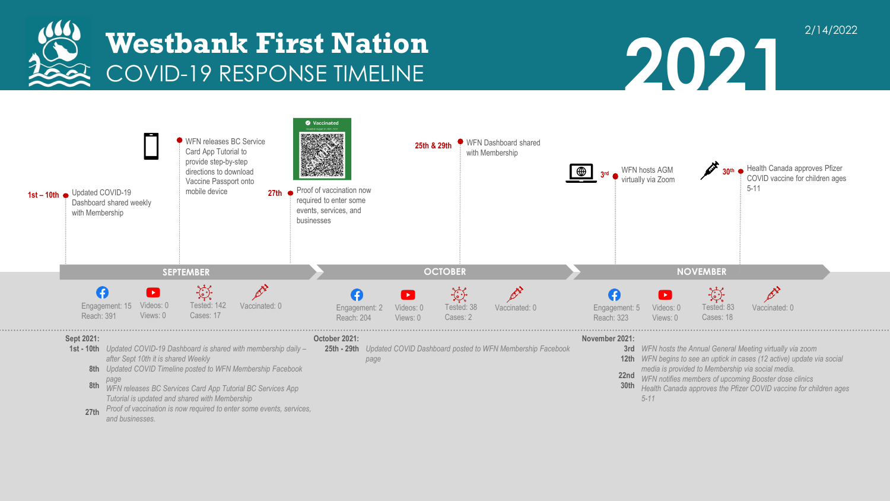# Westbank First Nation

## COVID-19 RESPONSE TIMELINE

# 2021

2/14/2022

**1st – 10th** Updated COVID-19 Dashboard shared weekly with Membership

WFN releases BC Service Card App Tutorial to provide step-by-step directions to download Vaccine Passport onto mobile device

**27th** Proof of vaccination now required to enter some events, services, and businesses

**25th & 29th** WFN Dashboard shared with Membership

**3rd** WFN hosts AGM virtually via Zoom

**30th** Health Canada approves Pfizer COVID vaccine for children ages 5-11

| | SEPTEMBER | OCTOBER | NOVEMBER |
|---|---|---|---|
| Facebook | Engagement: 15, Reach: 391 | Engagement: 2, Reach: 204 | Engagement: 5, Reach: 323 |
| YouTube | Videos: 0, Views: 0 | Videos: 0, Views: 0 | Videos: 0, Views: 0 |
| Testing | Tested: 142, Cases: 17 | Tested: 38, Cases: 2 | Tested: 83, Cases: 18 |
| Vaccination | Vaccinated: 0 | Vaccinated: 0 | Vaccinated: 0 |

**Sept 2021:**

- **1st - 10th** *Updated COVID-19 Dashboard is shared with membership daily – after Sept 10th it is shared Weekly*
- **8th** *Updated COVID Timeline posted to WFN Membership Facebook page*
- **8th** *WFN releases BC Services Card App Tutorial BC Services App Tutorial is updated and shared with Membership*
- **27th** *Proof of vaccination is now required to enter some events, services, and businesses.*

**October 2021:**

- **25th - 29th** *Updated COVID Dashboard posted to WFN Membership Facebook page*

**November 2021:**

- **3rd** *WFN hosts the Annual General Meeting virtually via zoom*
- **12th** *WFN begins to see an uptick in cases (12 active) update via social media is provided to Membership via social media.*
- **22nd** *WFN notifies members of upcoming Booster dose clinics*
- **30th** *Health Canada approves the Pfizer COVID vaccine for children ages 5-11*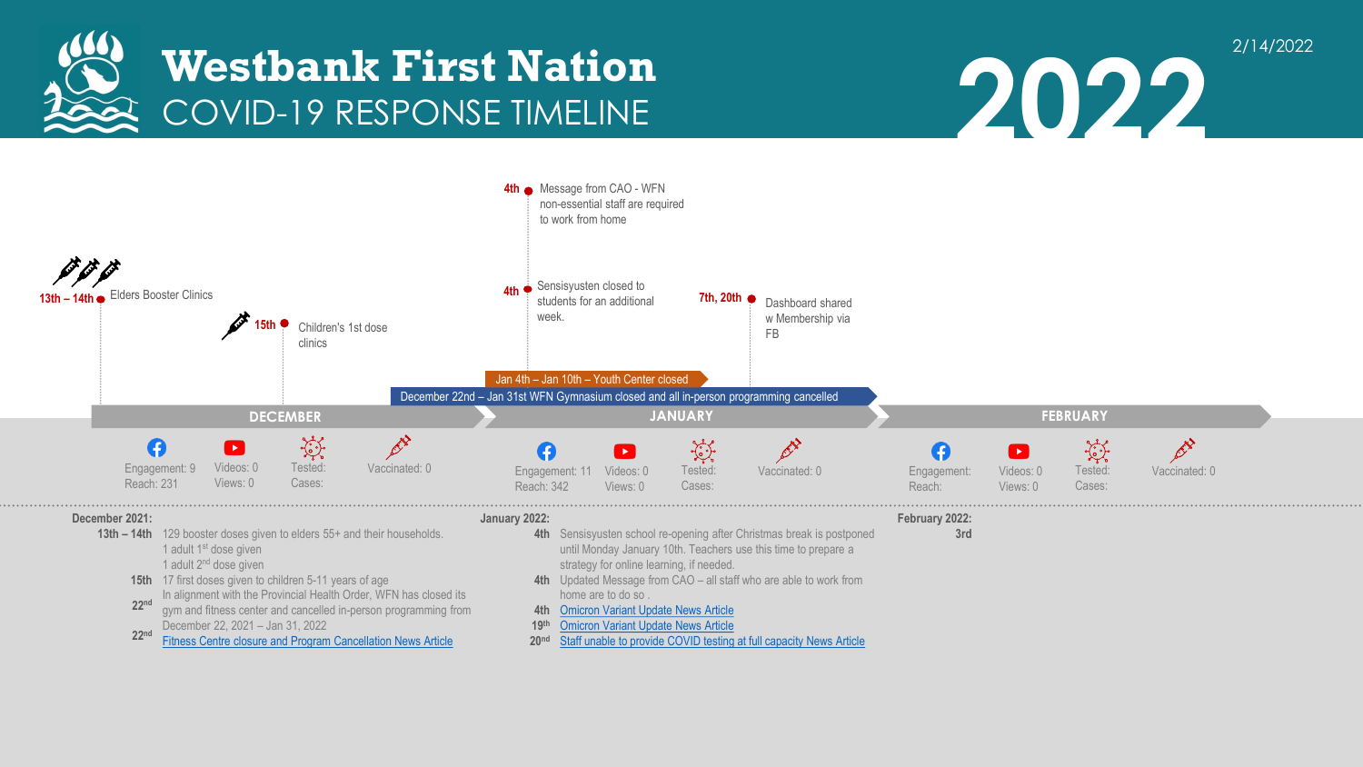# Westbank First Nation

## COVID-19 RESPONSE TIMELINE

# 2022

2/14/2022

**13th – 14th** Elders Booster Clinics

**15th** Children's 1st dose clinics

**4th** Message from CAO - WFN non-essential staff are required to work from home

**4th** Sensisyusten closed to students for an additional week.

**7th, 20th** Dashboard shared w Membership via FB

Jan 4th – Jan 10th – Youth Center closed

December 22nd – Jan 31st WFN Gymnasium closed and all in-person programming cancelled

### DECEMBER

Engagement: 9
Reach: 231

Videos: 0
Views: 0

Tested:
Cases:

Vaccinated: 0

### JANUARY

Engagement: 11
Reach: 342

Videos: 0
Views: 0

Tested:
Cases:

Vaccinated: 0

### FEBRUARY

Engagement:
Reach:

Videos: 0
Views: 0

Tested:
Cases:

Vaccinated: 0

**December 2021:**

- **13th – 14th** 129 booster doses given to elders 55+ and their households.
  1 adult 1st dose given
  1 adult 2nd dose given
- **15th** 17 first doses given to children 5-11 years of age
- **22nd** In alignment with the Provincial Health Order, WFN has closed its gym and fitness center and cancelled in-person programming from December 22, 2021 – Jan 31, 2022
- **22nd** Fitness Centre closure and Program Cancellation News Article

**January 2022:**

- **4th** Sensisyusten school re-opening after Christmas break is postponed until Monday January 10th. Teachers use this time to prepare a strategy for online learning, if needed.
- **4th** Updated Message from CAO – all staff who are able to work from home are to do so .
- **4th** Omicron Variant Update News Article
- **19th** Omicron Variant Update News Article
- **20th** Staff unable to provide COVID testing at full capacity News Article

**February 2022:**

- **3rd**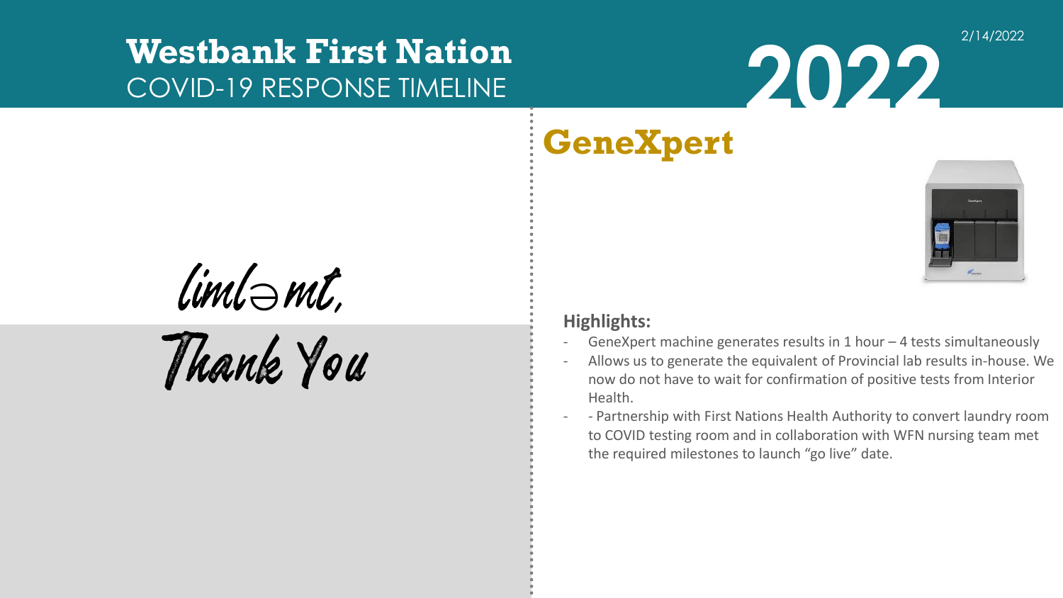# Westbank First Nation

COVID-19 RESPONSE TIMELINE

2022

2/14/2022

limləmt,

Thank You

## GeneXpert

**Highlights:**

- GeneXpert machine generates results in 1 hour – 4 tests simultaneously
- Allows us to generate the equivalent of Provincial lab results in-house. We now do not have to wait for confirmation of positive tests from Interior Health.
- - Partnership with First Nations Health Authority to convert laundry room to COVID testing room and in collaboration with WFN nursing team met the required milestones to launch "go live" date.